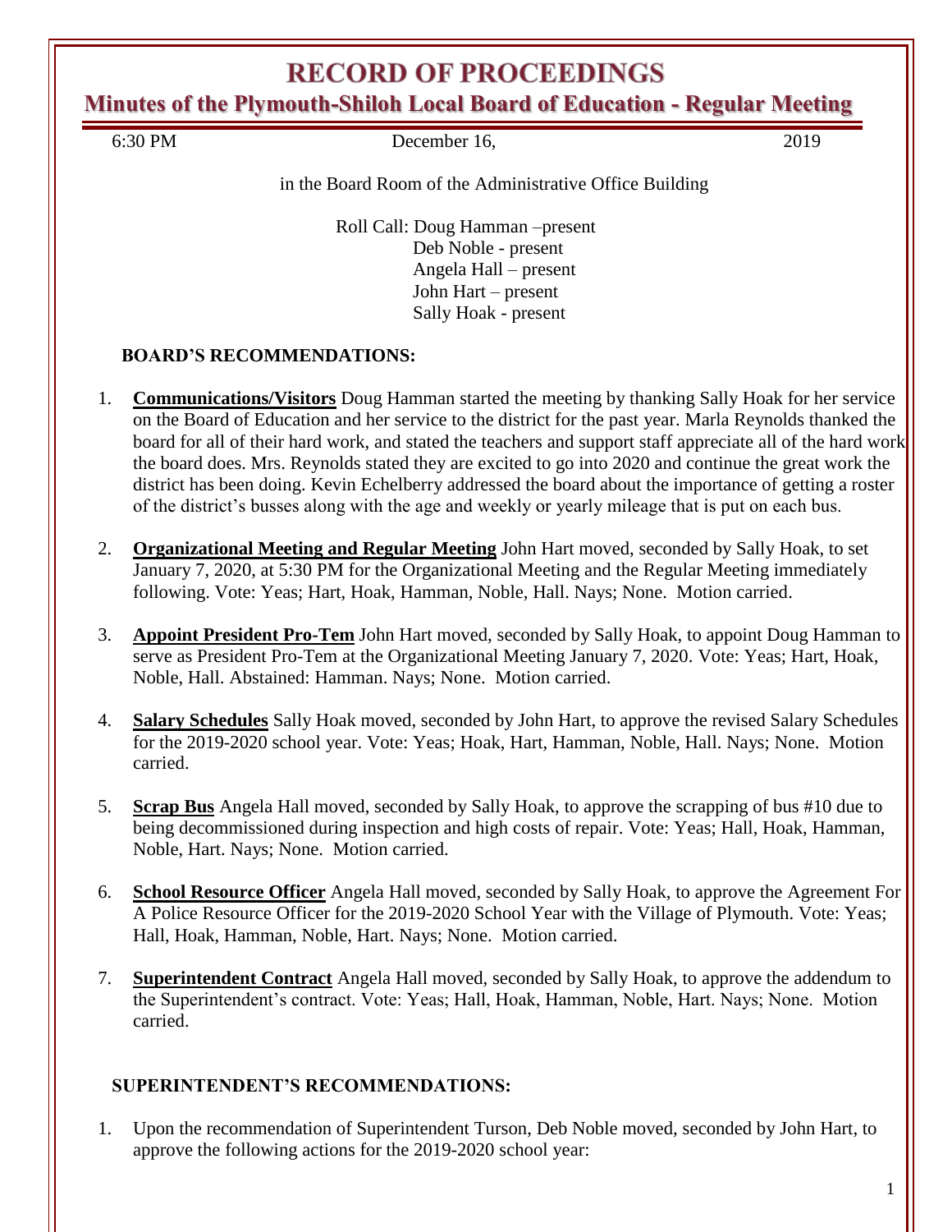# RECORD OF PROCEEDINGS

## Minutes of the Plymouth-Shiloh Local Board of Education - Regular Meeting

6:30 PM December 16, 2019

in the Board Room of the Administrative Office Building

Roll Call: Doug Hamman –present
Deb Noble - present
Angela Hall – present
John Hart – present
Sally Hoak - present

**BOARD'S RECOMMENDATIONS:**

1. **Communications/Visitors** Doug Hamman started the meeting by thanking Sally Hoak for her service on the Board of Education and her service to the district for the past year. Marla Reynolds thanked the board for all of their hard work, and stated the teachers and support staff appreciate all of the hard work the board does. Mrs. Reynolds stated they are excited to go into 2020 and continue the great work the district has been doing. Kevin Echelberry addressed the board about the importance of getting a roster of the district's busses along with the age and weekly or yearly mileage that is put on each bus.

2. **Organizational Meeting and Regular Meeting** John Hart moved, seconded by Sally Hoak, to set January 7, 2020, at 5:30 PM for the Organizational Meeting and the Regular Meeting immediately following. Vote: Yeas; Hart, Hoak, Hamman, Noble, Hall. Nays; None. Motion carried.

3. **Appoint President Pro-Tem** John Hart moved, seconded by Sally Hoak, to appoint Doug Hamman to serve as President Pro-Tem at the Organizational Meeting January 7, 2020. Vote: Yeas; Hart, Hoak, Noble, Hall. Abstained: Hamman. Nays; None. Motion carried.

4. **Salary Schedules** Sally Hoak moved, seconded by John Hart, to approve the revised Salary Schedules for the 2019-2020 school year. Vote: Yeas; Hoak, Hart, Hamman, Noble, Hall. Nays; None. Motion carried.

5. **Scrap Bus** Angela Hall moved, seconded by Sally Hoak, to approve the scrapping of bus #10 due to being decommissioned during inspection and high costs of repair. Vote: Yeas; Hall, Hoak, Hamman, Noble, Hart. Nays; None. Motion carried.

6. **School Resource Officer** Angela Hall moved, seconded by Sally Hoak, to approve the Agreement For A Police Resource Officer for the 2019-2020 School Year with the Village of Plymouth. Vote: Yeas; Hall, Hoak, Hamman, Noble, Hart. Nays; None. Motion carried.

7. **Superintendent Contract** Angela Hall moved, seconded by Sally Hoak, to approve the addendum to the Superintendent's contract. Vote: Yeas; Hall, Hoak, Hamman, Noble, Hart. Nays; None. Motion carried.

**SUPERINTENDENT'S RECOMMENDATIONS:**

1. Upon the recommendation of Superintendent Turson, Deb Noble moved, seconded by John Hart, to approve the following actions for the 2019-2020 school year: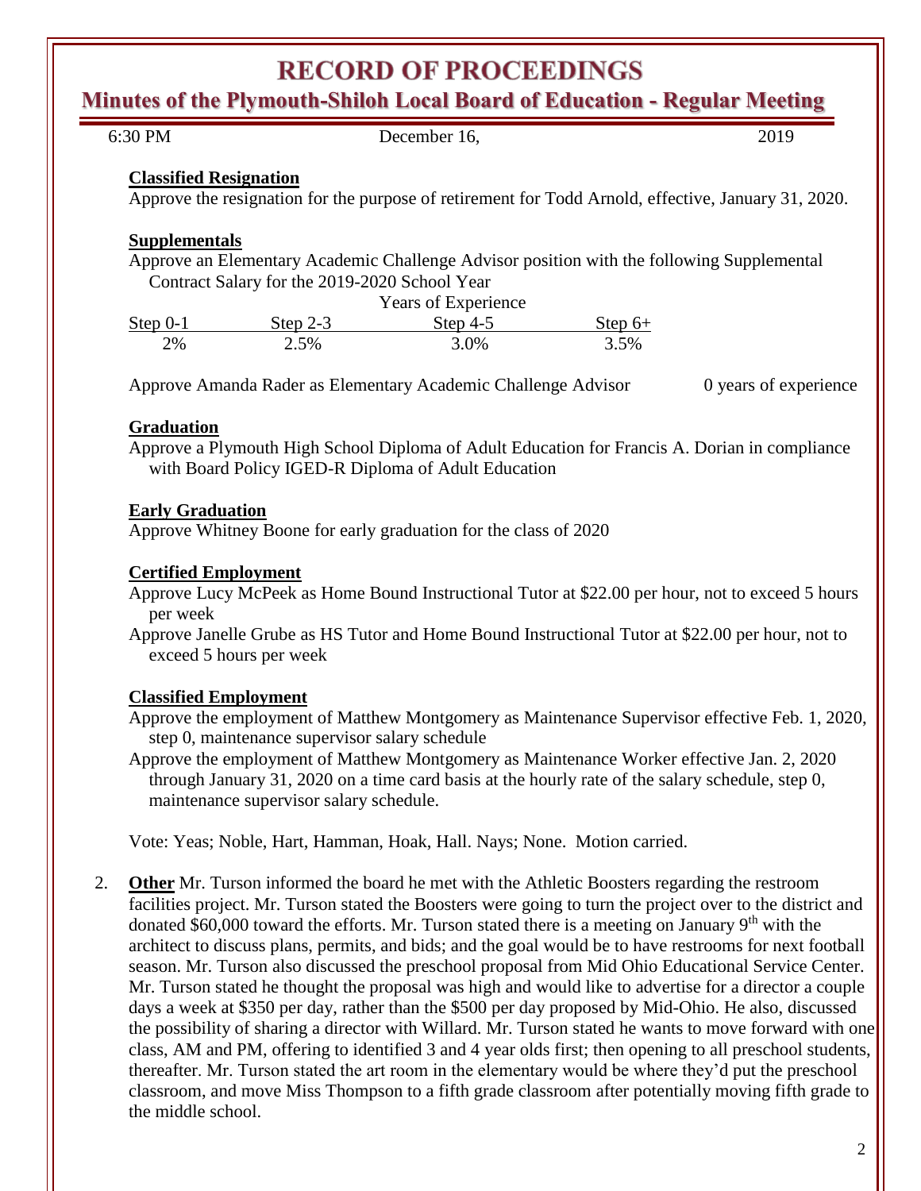# RECORD OF PROCEEDINGS

## Minutes of the Plymouth-Shiloh Local Board of Education - Regular Meeting

6:30 PM December 16, 2019

**Classified Resignation**

Approve the resignation for the purpose of retirement for Todd Arnold, effective, January 31, 2020.

**Supplementals**

Approve an Elementary Academic Challenge Advisor position with the following Supplemental Contract Salary for the 2019-2020 School Year

Years of Experience

| Step 0-1 | Step 2-3 | Step 4-5 | Step 6+ |
|---|---|---|---|
| 2% | 2.5% | 3.0% | 3.5% |

Approve Amanda Rader as Elementary Academic Challenge Advisor 0 years of experience

**Graduation**

Approve a Plymouth High School Diploma of Adult Education for Francis A. Dorian in compliance with Board Policy IGED-R Diploma of Adult Education

**Early Graduation**

Approve Whitney Boone for early graduation for the class of 2020

**Certified Employment**

Approve Lucy McPeek as Home Bound Instructional Tutor at $22.00 per hour, not to exceed 5 hours per week

Approve Janelle Grube as HS Tutor and Home Bound Instructional Tutor at $22.00 per hour, not to exceed 5 hours per week

**Classified Employment**

Approve the employment of Matthew Montgomery as Maintenance Supervisor effective Feb. 1, 2020, step 0, maintenance supervisor salary schedule

Approve the employment of Matthew Montgomery as Maintenance Worker effective Jan. 2, 2020 through January 31, 2020 on a time card basis at the hourly rate of the salary schedule, step 0, maintenance supervisor salary schedule.

Vote: Yeas; Noble, Hart, Hamman, Hoak, Hall. Nays; None. Motion carried.

2. **Other** Mr. Turson informed the board he met with the Athletic Boosters regarding the restroom facilities project. Mr. Turson stated the Boosters were going to turn the project over to the district and donated $60,000 toward the efforts. Mr. Turson stated there is a meeting on January 9th with the architect to discuss plans, permits, and bids; and the goal would be to have restrooms for next football season. Mr. Turson also discussed the preschool proposal from Mid Ohio Educational Service Center. Mr. Turson stated he thought the proposal was high and would like to advertise for a director a couple days a week at $350 per day, rather than the $500 per day proposed by Mid-Ohio. He also, discussed the possibility of sharing a director with Willard. Mr. Turson stated he wants to move forward with one class, AM and PM, offering to identified 3 and 4 year olds first; then opening to all preschool students, thereafter. Mr. Turson stated the art room in the elementary would be where they'd put the preschool classroom, and move Miss Thompson to a fifth grade classroom after potentially moving fifth grade to the middle school.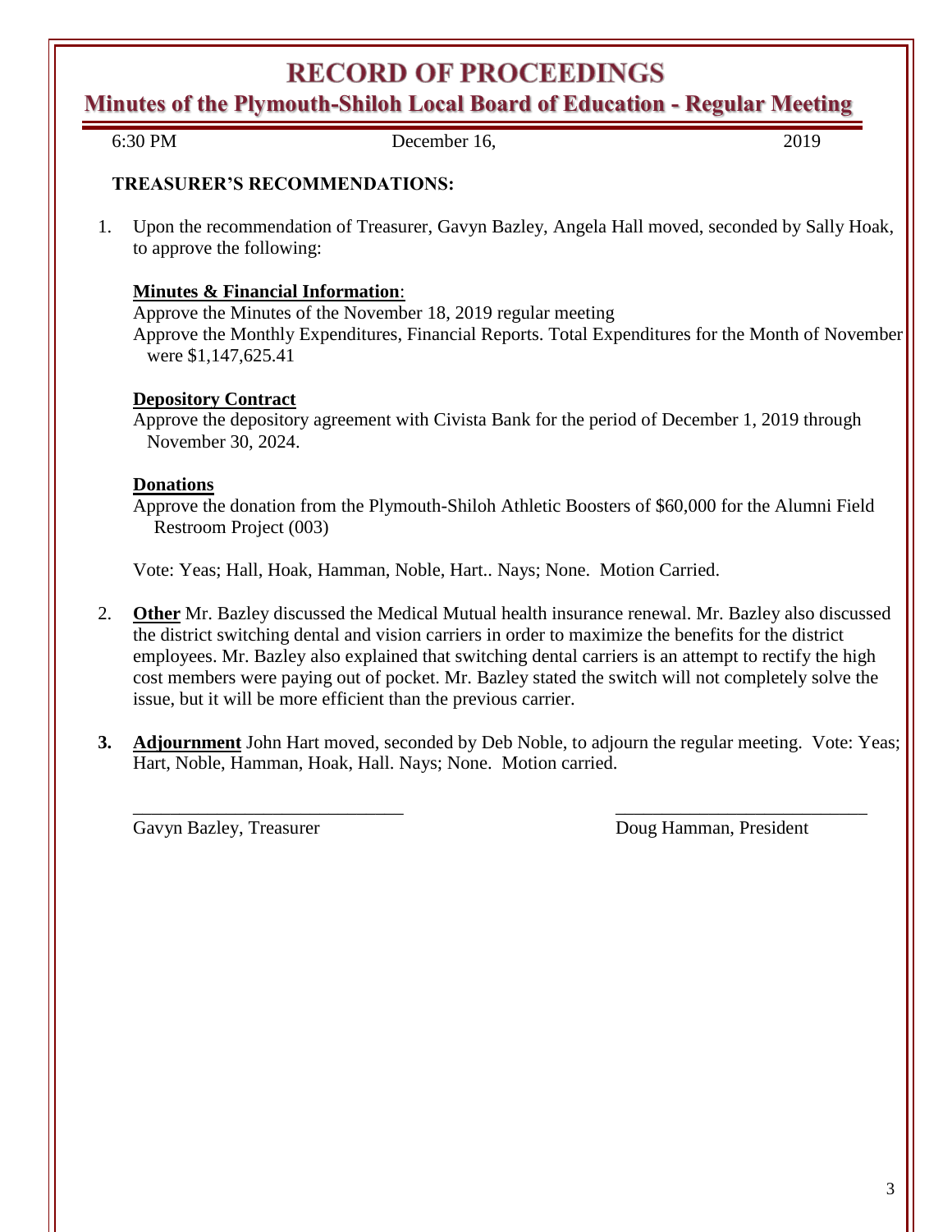# RECORD OF PROCEEDINGS

## Minutes of the Plymouth-Shiloh Local Board of Education - Regular Meeting

6:30 PM December 16, 2019

**TREASURER'S RECOMMENDATIONS:**

1. Upon the recommendation of Treasurer, Gavyn Bazley, Angela Hall moved, seconded by Sally Hoak, to approve the following:

   **Minutes & Financial Information**:
   Approve the Minutes of the November 18, 2019 regular meeting
   Approve the Monthly Expenditures, Financial Reports. Total Expenditures for the Month of November were $1,147,625.41

   **Depository Contract**
   Approve the depository agreement with Civista Bank for the period of December 1, 2019 through November 30, 2024.

   **Donations**
   Approve the donation from the Plymouth-Shiloh Athletic Boosters of $60,000 for the Alumni Field Restroom Project (003)

   Vote: Yeas; Hall, Hoak, Hamman, Noble, Hart.. Nays; None. Motion Carried.

2. **Other** Mr. Bazley discussed the Medical Mutual health insurance renewal. Mr. Bazley also discussed the district switching dental and vision carriers in order to maximize the benefits for the district employees. Mr. Bazley also explained that switching dental carriers is an attempt to rectify the high cost members were paying out of pocket. Mr. Bazley stated the switch will not completely solve the issue, but it will be more efficient than the previous carrier.

3. **Adjournment** John Hart moved, seconded by Deb Noble, to adjourn the regular meeting. Vote: Yeas; Hart, Noble, Hamman, Hoak, Hall. Nays; None. Motion carried.

_____________________________ _____________________________

Gavyn Bazley, Treasurer Doug Hamman, President